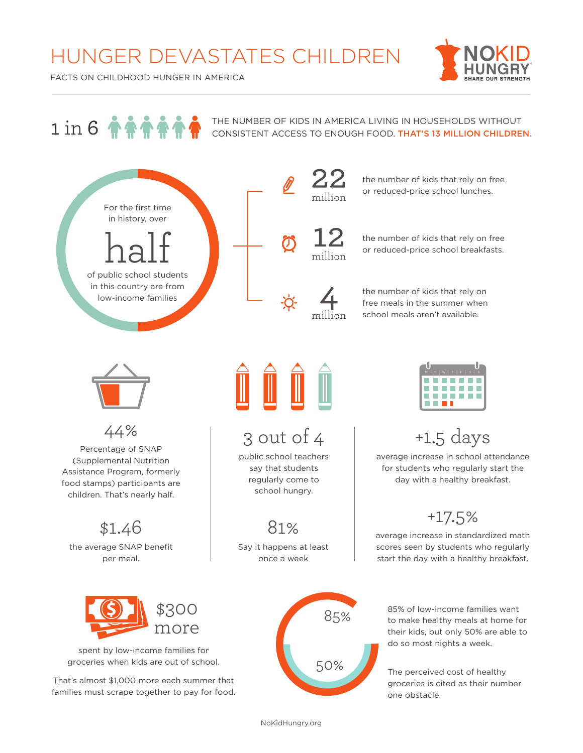# HUNGER DEVASTATES CHILDREN

FACTS ON CHILDHOOD HUNGER IN AMERICA

NO KID HUNGRY
SHARE OUR STRENGTH

**1 in 6** — THE NUMBER OF KIDS IN AMERICA LIVING IN HOUSEHOLDS WITHOUT CONSISTENT ACCESS TO ENOUGH FOOD. **THAT'S 13 MILLION CHILDREN.**

For the first time in history, over **half** of public school students in this country are from low-income families

**22 million** — the number of kids that rely on free or reduced-price school lunches.

**12 million** — the number of kids that rely on free or reduced-price school breakfasts.

**4 million** — the number of kids that rely on free meals in the summer when school meals aren't available.

**44%** — Percentage of SNAP (Supplemental Nutrition Assistance Program, formerly food stamps) participants are children. That's nearly half.

**$1.46** — the average SNAP benefit per meal.

**3 out of 4** — public school teachers say that students regularly come to school hungry.

**81%** — Say it happens at least once a week

**+1.5 days** — average increase in school attendance for students who regularly start the day with a healthy breakfast.

**+17.5%** — average increase in standardized math scores seen by students who regularly start the day with a healthy breakfast.

**$300 more** — spent by low-income families for groceries when kids are out of school.

That's almost $1,000 more each summer that families must scrape together to pay for food.

**85%** / **50%**

85% of low-income families want to make healthy meals at home for their kids, but only 50% are able to do so most nights a week.

The perceived cost of healthy groceries is cited as their number one obstacle.

NoKidHungry.org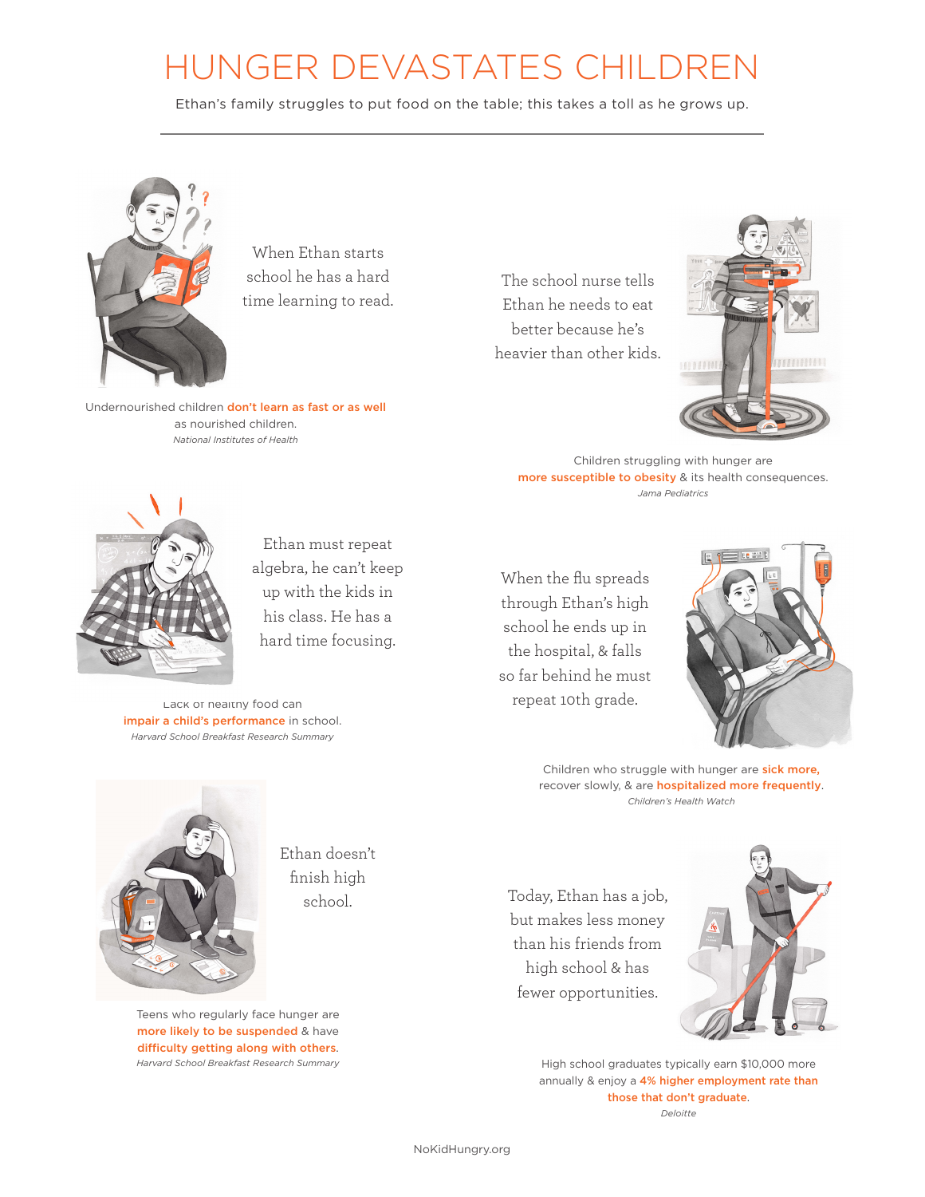# HUNGER DEVASTATES CHILDREN

Ethan's family struggles to put food on the table; this takes a toll as he grows up.

---

When Ethan starts school he has a hard time learning to read.

Undernourished children **don't learn as fast or as well** as nourished children.
*National Institutes of Health*

The school nurse tells Ethan he needs to eat better because he's heavier than other kids.

Children struggling with hunger are **more susceptible to obesity** & its health consequences.
*Jama Pediatrics*

Ethan must repeat algebra, he can't keep up with the kids in his class. He has a hard time focusing.

Lack of healthy food can **impair a child's performance** in school.
*Harvard School Breakfast Research Summary*

When the flu spreads through Ethan's high school he ends up in the hospital, & falls so far behind he must repeat 10th grade.

Children who struggle with hunger are **sick more,** recover slowly, & are **hospitalized more frequently**.
*Children's Health Watch*

Ethan doesn't finish high school.

Teens who regularly face hunger are **more likely to be suspended** & have **difficulty getting along with others**.
*Harvard School Breakfast Research Summary*

Today, Ethan has a job, but makes less money than his friends from high school & has fewer opportunities.

High school graduates typically earn $10,000 more annually & enjoy a **4% higher employment rate than those that don't graduate**.
*Deloitte*

NoKidHungry.org